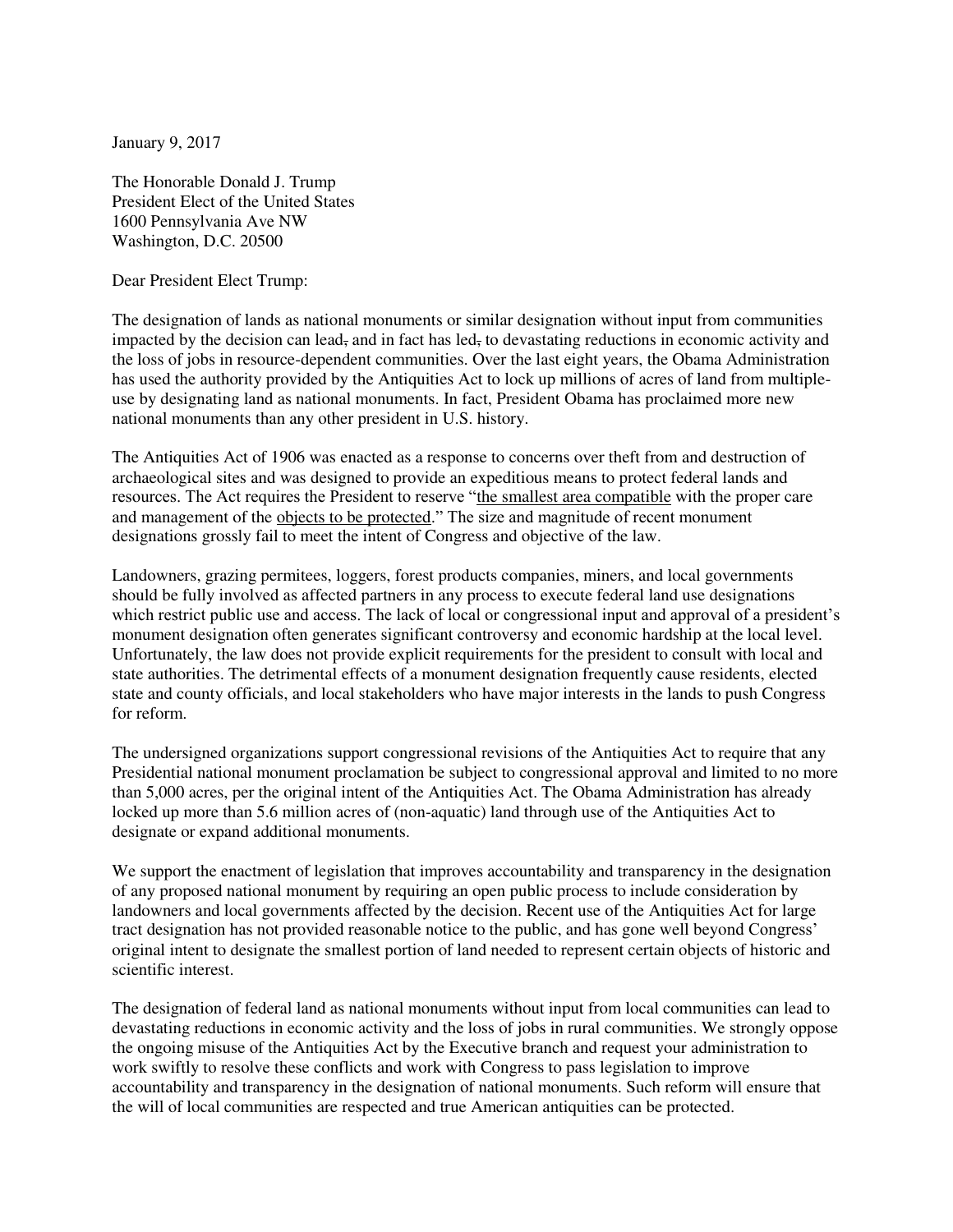January 9, 2017

The Honorable Donald J. Trump
President Elect of the United States
1600 Pennsylvania Ave NW
Washington, D.C. 20500

Dear President Elect Trump:

The designation of lands as national monuments or similar designation without input from communities impacted by the decision can lead~~,~~ and in fact has led~~,~~ to devastating reductions in economic activity and the loss of jobs in resource-dependent communities. Over the last eight years, the Obama Administration has used the authority provided by the Antiquities Act to lock up millions of acres of land from multiple-use by designating land as national monuments. In fact, President Obama has proclaimed more new national monuments than any other president in U.S. history.

The Antiquities Act of 1906 was enacted as a response to concerns over theft from and destruction of archaeological sites and was designed to provide an expeditious means to protect federal lands and resources. The Act requires the President to reserve "<u>the smallest area compatible</u> with the proper care and management of the <u>objects to be protected</u>." The size and magnitude of recent monument designations grossly fail to meet the intent of Congress and objective of the law.

Landowners, grazing permitees, loggers, forest products companies, miners, and local governments should be fully involved as affected partners in any process to execute federal land use designations which restrict public use and access. The lack of local or congressional input and approval of a president's monument designation often generates significant controversy and economic hardship at the local level. Unfortunately, the law does not provide explicit requirements for the president to consult with local and state authorities. The detrimental effects of a monument designation frequently cause residents, elected state and county officials, and local stakeholders who have major interests in the lands to push Congress for reform.

The undersigned organizations support congressional revisions of the Antiquities Act to require that any Presidential national monument proclamation be subject to congressional approval and limited to no more than 5,000 acres, per the original intent of the Antiquities Act. The Obama Administration has already locked up more than 5.6 million acres of (non-aquatic) land through use of the Antiquities Act to designate or expand additional monuments.

We support the enactment of legislation that improves accountability and transparency in the designation of any proposed national monument by requiring an open public process to include consideration by landowners and local governments affected by the decision. Recent use of the Antiquities Act for large tract designation has not provided reasonable notice to the public, and has gone well beyond Congress' original intent to designate the smallest portion of land needed to represent certain objects of historic and scientific interest.

The designation of federal land as national monuments without input from local communities can lead to devastating reductions in economic activity and the loss of jobs in rural communities. We strongly oppose the ongoing misuse of the Antiquities Act by the Executive branch and request your administration to work swiftly to resolve these conflicts and work with Congress to pass legislation to improve accountability and transparency in the designation of national monuments. Such reform will ensure that the will of local communities are respected and true American antiquities can be protected.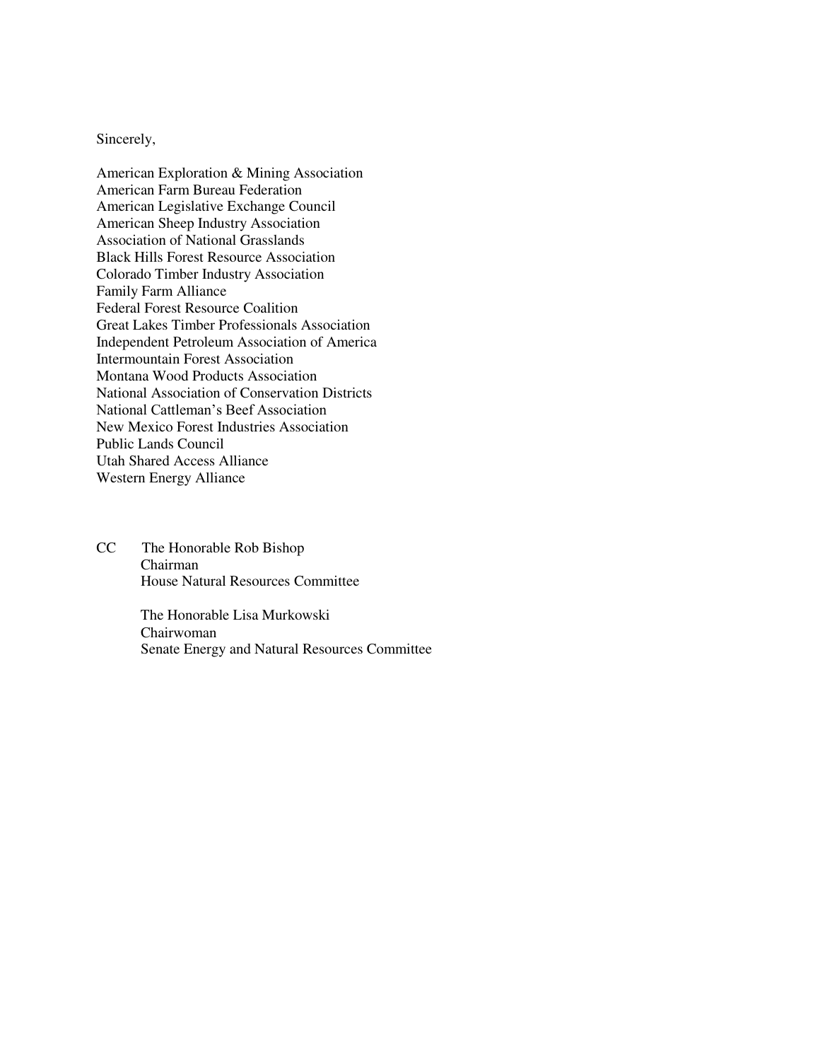Sincerely,

American Exploration & Mining Association
American Farm Bureau Federation
American Legislative Exchange Council
American Sheep Industry Association
Association of National Grasslands
Black Hills Forest Resource Association
Colorado Timber Industry Association
Family Farm Alliance
Federal Forest Resource Coalition
Great Lakes Timber Professionals Association
Independent Petroleum Association of America
Intermountain Forest Association
Montana Wood Products Association
National Association of Conservation Districts
National Cattleman's Beef Association
New Mexico Forest Industries Association
Public Lands Council
Utah Shared Access Alliance
Western Energy Alliance

CC The Honorable Rob Bishop
Chairman
House Natural Resources Committee

The Honorable Lisa Murkowski
Chairwoman
Senate Energy and Natural Resources Committee